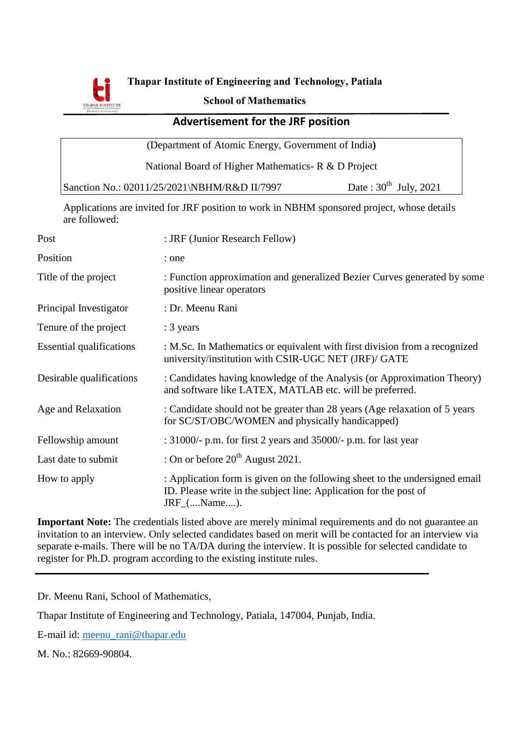# Thapar Institute of Engineering and Technology, Patiala

## School of Mathematics

## Advertisement for the JRF position

(Department of Atomic Energy, Government of India)

National Board of Higher Mathematics- R & D Project

Sanction No.: 02011/25/2021\NBHM/R&D II/7997 Date : 30th July, 2021

Applications are invited for JRF position to work in NBHM sponsored project, whose details are followed:

| | |
|---|---|
| Post | : JRF (Junior Research Fellow) |
| Position | : one |
| Title of the project | : Function approximation and generalized Bezier Curves generated by some positive linear operators |
| Principal Investigator | : Dr. Meenu Rani |
| Tenure of the project | : 3 years |
| Essential qualifications | : M.Sc. In Mathematics or equivalent with first division from a recognized university/institution with CSIR-UGC NET (JRF)/ GATE |
| Desirable qualifications | : Candidates having knowledge of the Analysis (or Approximation Theory) and software like LATEX, MATLAB etc. will be preferred. |
| Age and Relaxation | : Candidate should not be greater than 28 years (Age relaxation of 5 years for SC/ST/OBC/WOMEN and physically handicapped) |
| Fellowship amount | : 31000/- p.m. for first 2 years and 35000/- p.m. for last year |
| Last date to submit | : On or before 20th August 2021. |
| How to apply | : Application form is given on the following sheet to the undersigned email ID. Please write in the subject line: Application for the post of JRF_(....Name....). |

**Important Note:** The credentials listed above are merely minimal requirements and do not guarantee an invitation to an interview. Only selected candidates based on merit will be contacted for an interview via separate e-mails. There will be no TA/DA during the interview. It is possible for selected candidate to register for Ph.D. program according to the existing institute rules.

---

Dr. Meenu Rani, School of Mathematics,

Thapar Institute of Engineering and Technology, Patiala, 147004, Punjab, India.

E-mail id: meenu_rani@thapar.edu

M. No.: 82669-90804.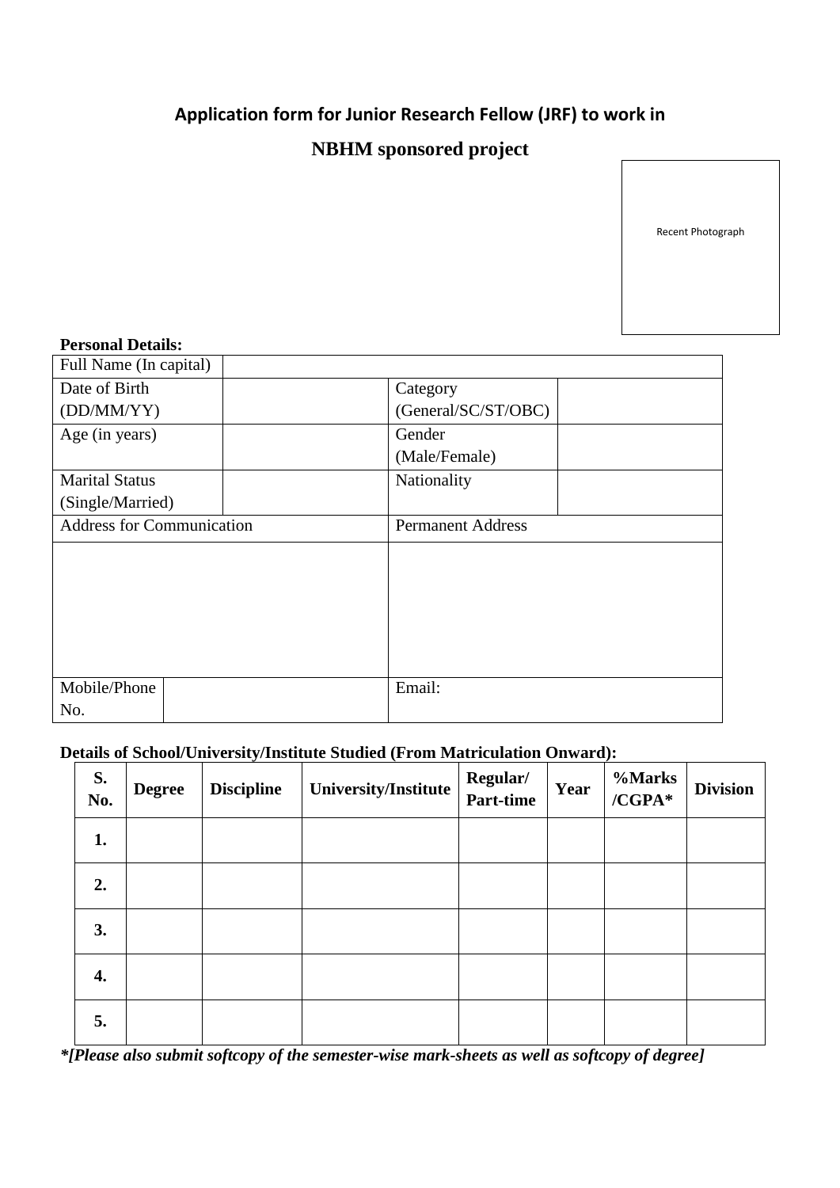## Application form for Junior Research Fellow (JRF) to work in

## NBHM sponsored project

Recent Photograph

**Personal Details:**

| Full Name (In capital) | | | |
|---|---|---|---|
| Date of Birth (DD/MM/YY) | | Category (General/SC/ST/OBC) | |
| Age (in years) | | Gender (Male/Female) | |
| Marital Status (Single/Married) | | Nationality | |
| Address for Communication | | Permanent Address | |
| | | | |
| Mobile/Phone No. | | Email: | |

**Details of School/University/Institute Studied (From Matriculation Onward):**

| S. No. | Degree | Discipline | University/Institute | Regular/ Part-time | Year | %Marks /CGPA* | Division |
|---|---|---|---|---|---|---|---|
| **1.** | | | | | | | |
| **2.** | | | | | | | |
| **3.** | | | | | | | |
| **4.** | | | | | | | |
| **5.** | | | | | | | |

***[Please also submit softcopy of the semester-wise mark-sheets as well as softcopy of degree]***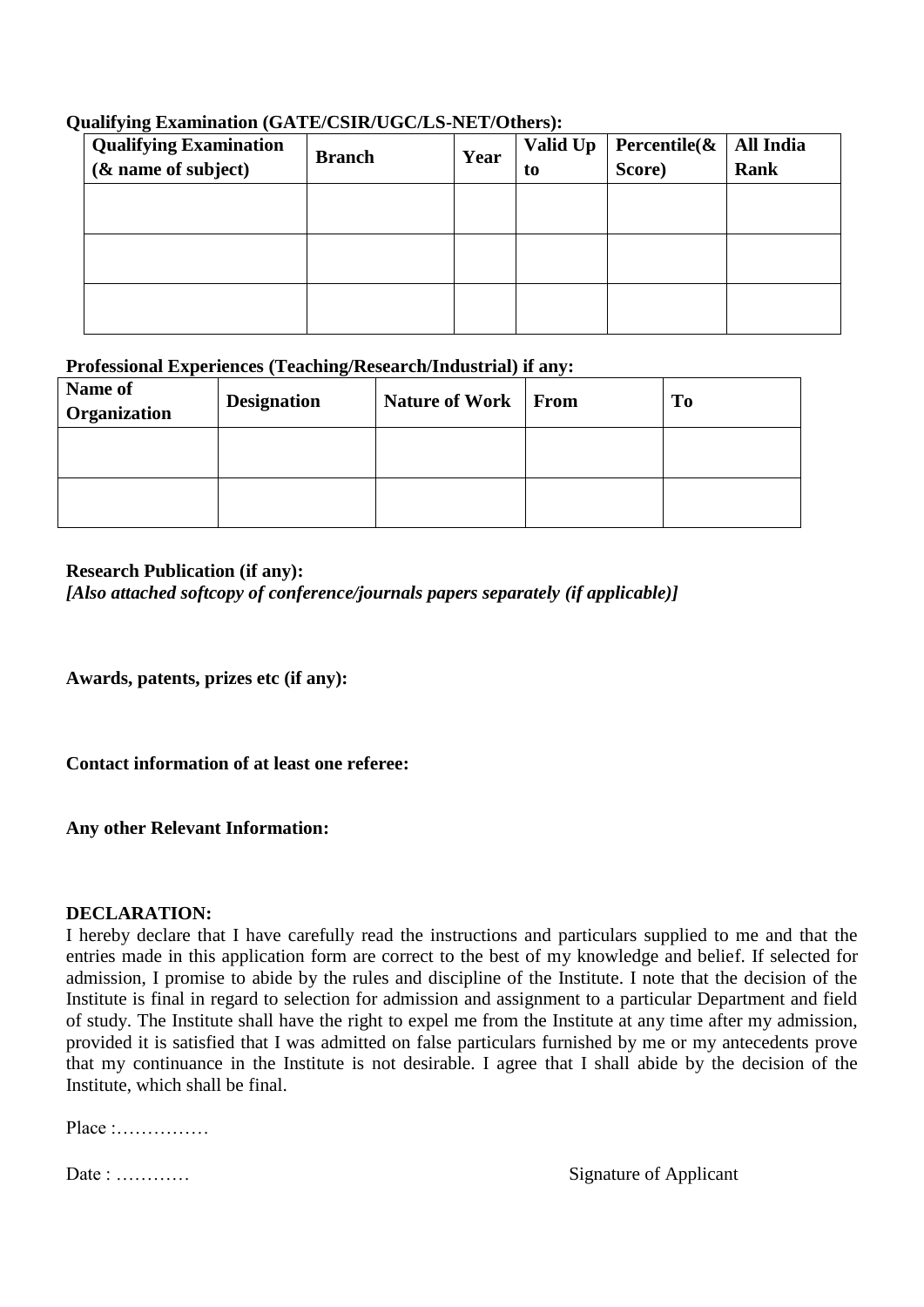**Qualifying Examination (GATE/CSIR/UGC/LS-NET/Others):**

| Qualifying Examination (& name of subject) | Branch | Year | Valid Up to | Percentile(& Score) | All India Rank |
|---|---|---|---|---|---|
| | | | | | |
| | | | | | |
| | | | | | |

**Professional Experiences (Teaching/Research/Industrial) if any:**

| Name of Organization | Designation | Nature of Work | From | To |
|---|---|---|---|---|
| | | | | |
| | | | | |

**Research Publication (if any):**
***[Also attached softcopy of conference/journals papers separately (if applicable)]***

**Awards, patents, prizes etc (if any):**

**Contact information of at least one referee:**

**Any other Relevant Information:**

**DECLARATION:**

I hereby declare that I have carefully read the instructions and particulars supplied to me and that the entries made in this application form are correct to the best of my knowledge and belief. If selected for admission, I promise to abide by the rules and discipline of the Institute. I note that the decision of the Institute is final in regard to selection for admission and assignment to a particular Department and field of study. The Institute shall have the right to expel me from the Institute at any time after my admission, provided it is satisfied that I was admitted on false particulars furnished by me or my antecedents prove that my continuance in the Institute is not desirable. I agree that I shall abide by the decision of the Institute, which shall be final.

Place :……………

Date : ………… Signature of Applicant